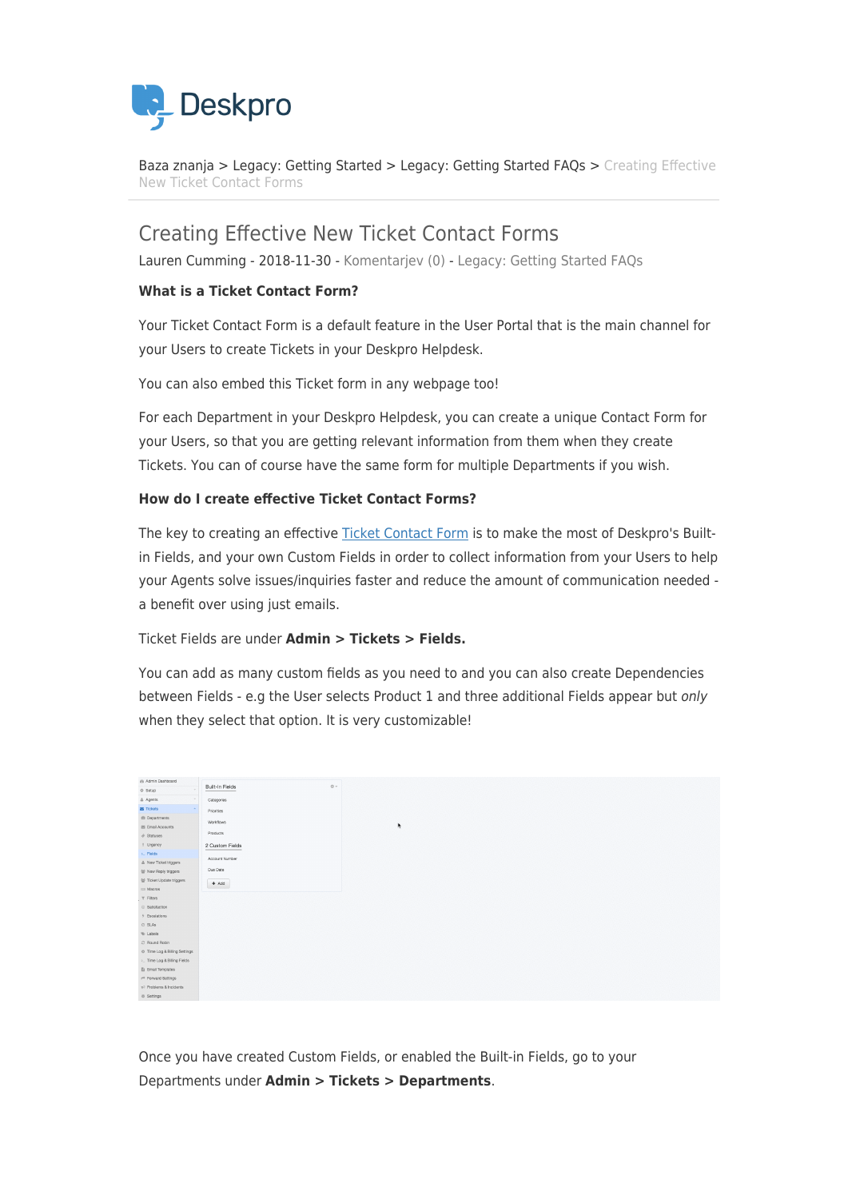Baza znanja > Legacy: Getting Started > Legacy: Getting Started FAQs > Creating Effective New Ticket Contact Forms

# Creating Effective New Ticket Contact Forms

Lauren Cumming - 2018-11-30 - Komentarjev (0) - Legacy: Getting Started FAQs

**What is a Ticket Contact Form?**

Your Ticket Contact Form is a default feature in the User Portal that is the main channel for your Users to create Tickets in your Deskpro Helpdesk.

You can also embed this Ticket form in any webpage too!

For each Department in your Deskpro Helpdesk, you can create a unique Contact Form for your Users, so that you are getting relevant information from them when they create Tickets. You can of course have the same form for multiple Departments if you wish.

**How do I create effective Ticket Contact Forms?**

The key to creating an effective Ticket Contact Form is to make the most of Deskpro's Built-in Fields, and your own Custom Fields in order to collect information from your Users to help your Agents solve issues/inquiries faster and reduce the amount of communication needed - a benefit over using just emails.

Ticket Fields are under **Admin > Tickets > Fields.**

You can add as many custom fields as you need to and you can also create Dependencies between Fields - e.g the User selects Product 1 and three additional Fields appear but *only* when they select that option. It is very customizable!

Once you have created Custom Fields, or enabled the Built-in Fields, go to your Departments under **Admin > Tickets > Departments**.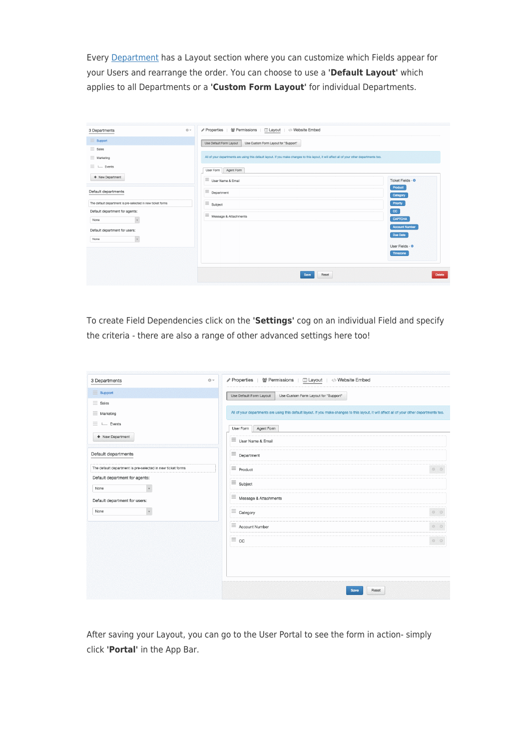Every [Department] has a Layout section where you can customize which Fields appear for your Users and rearrange the order. You can choose to use a **'Default Layout'** which applies to all Departments or a **'Custom Form Layout'** for individual Departments.

To create Field Dependencies click on the **'Settings'** cog on an individual Field and specify the criteria - there are also a range of other advanced settings here too!

After saving your Layout, you can go to the User Portal to see the form in action- simply click **'Portal'** in the App Bar.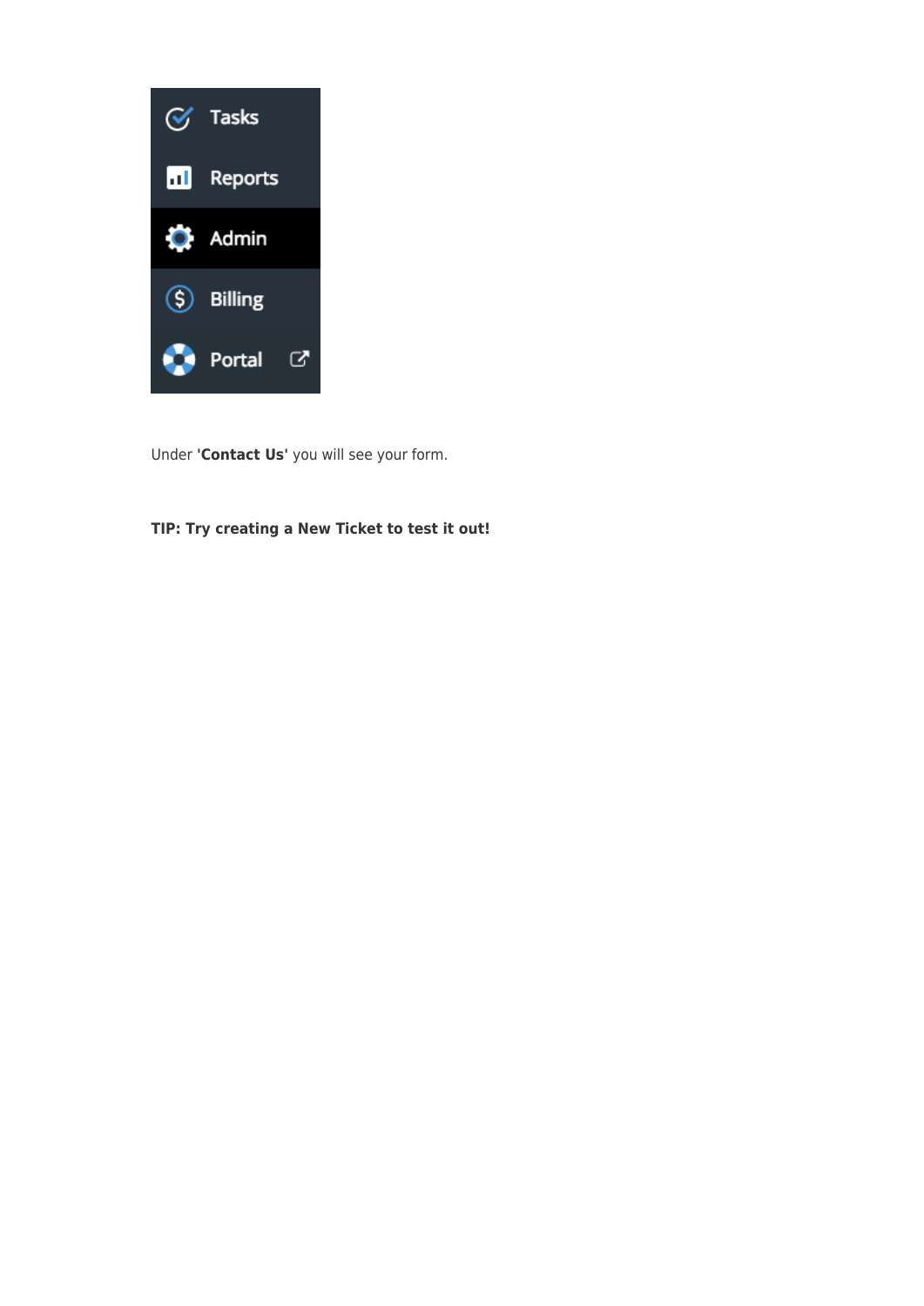Under **'Contact Us'** you will see your form.

**TIP: Try creating a New Ticket to test it out!**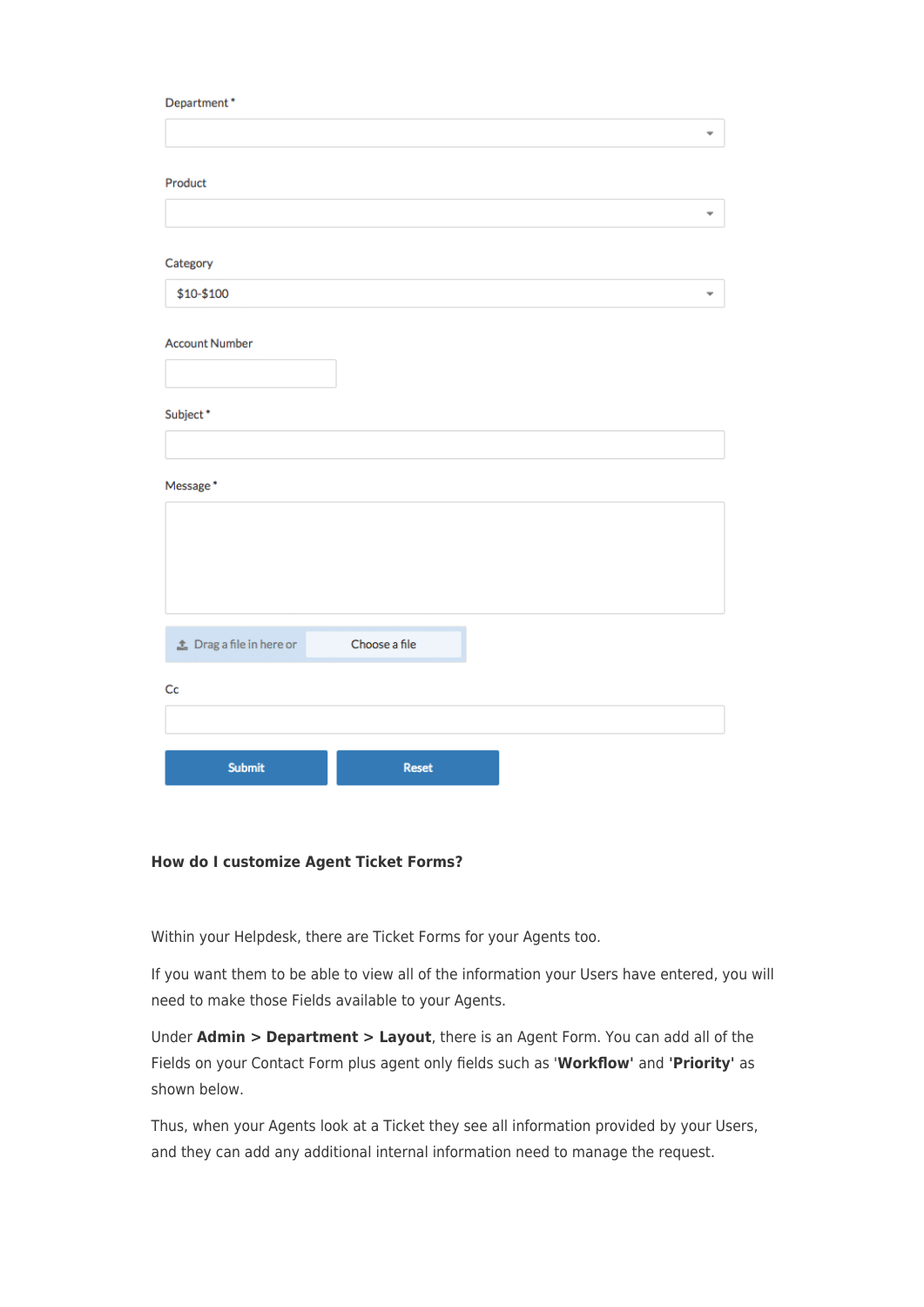Department *

Product

Category

$10-$100

Account Number

Subject *

Message *

Drag a file in here or Choose a file

Cc

Submit Reset

**How do I customize Agent Ticket Forms?**

Within your Helpdesk, there are Ticket Forms for your Agents too.

If you want them to be able to view all of the information your Users have entered, you will need to make those Fields available to your Agents.

Under **Admin > Department > Layout**, there is an Agent Form. You can add all of the Fields on your Contact Form plus agent only fields such as '**Workflow**' and '**Priority**' as shown below.

Thus, when your Agents look at a Ticket they see all information provided by your Users, and they can add any additional internal information need to manage the request.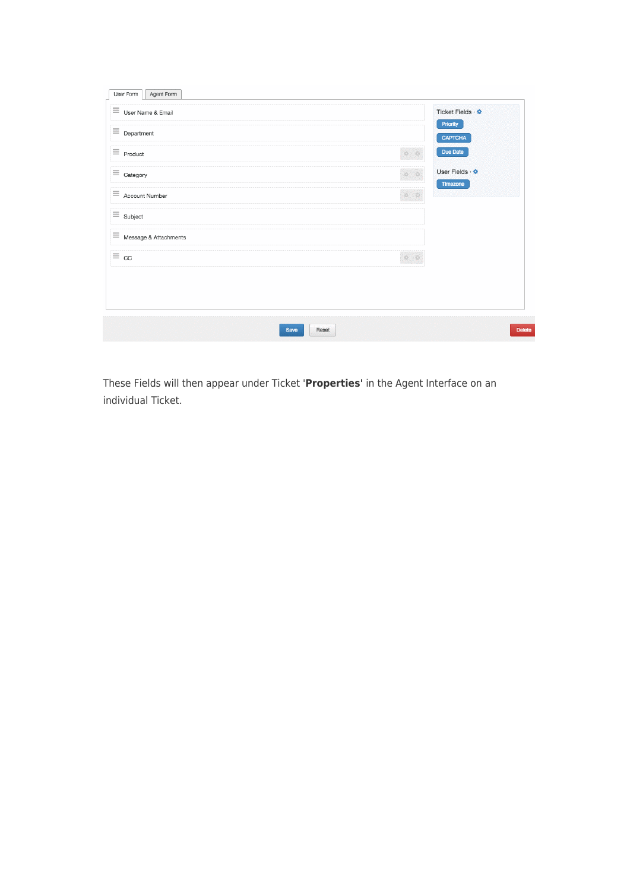These Fields will then appear under Ticket '**Properties**' in the Agent Interface on an individual Ticket.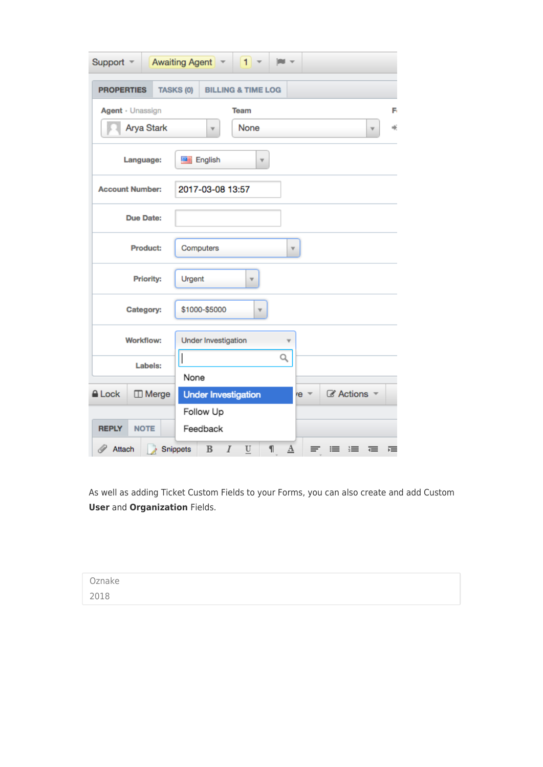As well as adding Ticket Custom Fields to your Forms, you can also create and add Custom **User** and **Organization** Fields.

Oznake
2018